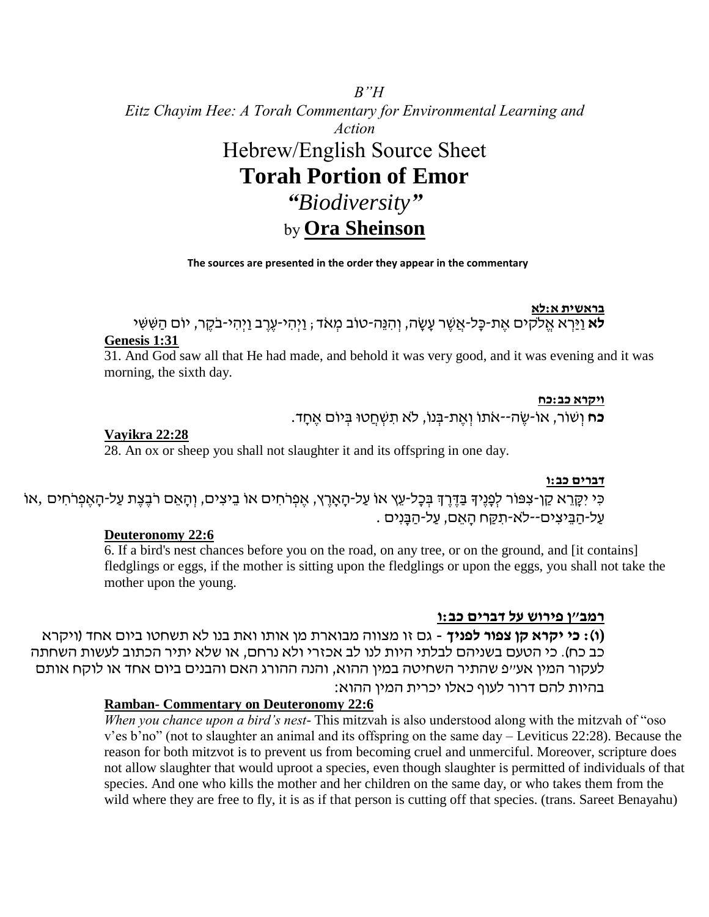*B"H*

*Eitz Chayim Hee: A Torah Commentary for Environmental Learning and Action*

# Hebrew/English Source Sheet

# Torah Portion of Emor

## *"Biodiversity"*

## by **Ora Sheinson**

**The sources are presented in the order they appear in the commentary**

**בראשית א:לא**

**לא** וַיַּרְא אֱלֹקִים אֶת-כָּל-אֲשֶׁר עָשָׂה, וְהִנֵּה-טוֹב מְאֹד; וַיְהִי-עֶרֶב וַיְהִי-בֹקֶר, יוֹם הַשִּׁשִּׁי

**Genesis 1:31**

31. And God saw all that He had made, and behold it was very good, and it was evening and it was morning, the sixth day.

**ויקרא כב:כח**

**כח** וְשׁוֹר, אוֹ-שֶׂה--אֹתוֹ וְאֶת-בְּנוֹ, לֹא תִשְׁחֲטוּ בְּיוֹם אֶחָד.

**Vayikra 22:28**

28. An ox or sheep you shall not slaughter it and its offspring in one day.

**דברים כב:ו**

כִּי יִקָּרֵא קַן-צִפּוֹר לְפָנֶיךָ בַּדֶּרֶךְ בְּכָל-עֵץ אוֹ עַל-הָאָרֶץ, אֶפְרֹחִים אוֹ בֵיצִים, וְהָאֵם רֹבֶצֶת עַל-הָאֶפְרֹחִים ,אוֹ עַל-הַבֵּיצִים--לֹא-תִקַּח הָאֵם, עַל-הַבָּנִים .

**Deuteronomy 22:6**

6. If a bird's nest chances before you on the road, on any tree, or on the ground, and [it contains] fledglings or eggs, if the mother is sitting upon the fledglings or upon the eggs, you shall not take the mother upon the young.

**רמב"ן פירוש על דברים כב:ו**

**(ו): כי יקרא קן צפור לפניך** - גם זו מצווה מבוארת מן אותו ואת בנו לא תשחטו ביום אחד (ויקרא כב כח). כי הטעם בשניהם לבלתי היות לנו לב אכזרי ולא נרחם, או שלא יתיר הכתוב לעשות השחתה לעקור המין אע"פ שהתיר השחיטה במין ההוא, והנה ההורג האם והבנים ביום אחד או לוקח אותם בהיות להם דרור לעוף כאלו יכרית המין ההוא:

**Ramban- Commentary on Deuteronomy 22:6**

*When you chance upon a bird's nest*- This mitzvah is also understood along with the mitzvah of "oso v'es b'no" (not to slaughter an animal and its offspring on the same day – Leviticus 22:28). Because the reason for both mitzvot is to prevent us from becoming cruel and unmerciful. Moreover, scripture does not allow slaughter that would uproot a species, even though slaughter is permitted of individuals of that species. And one who kills the mother and her children on the same day, or who takes them from the wild where they are free to fly, it is as if that person is cutting off that species. (trans. Sareet Benayahu)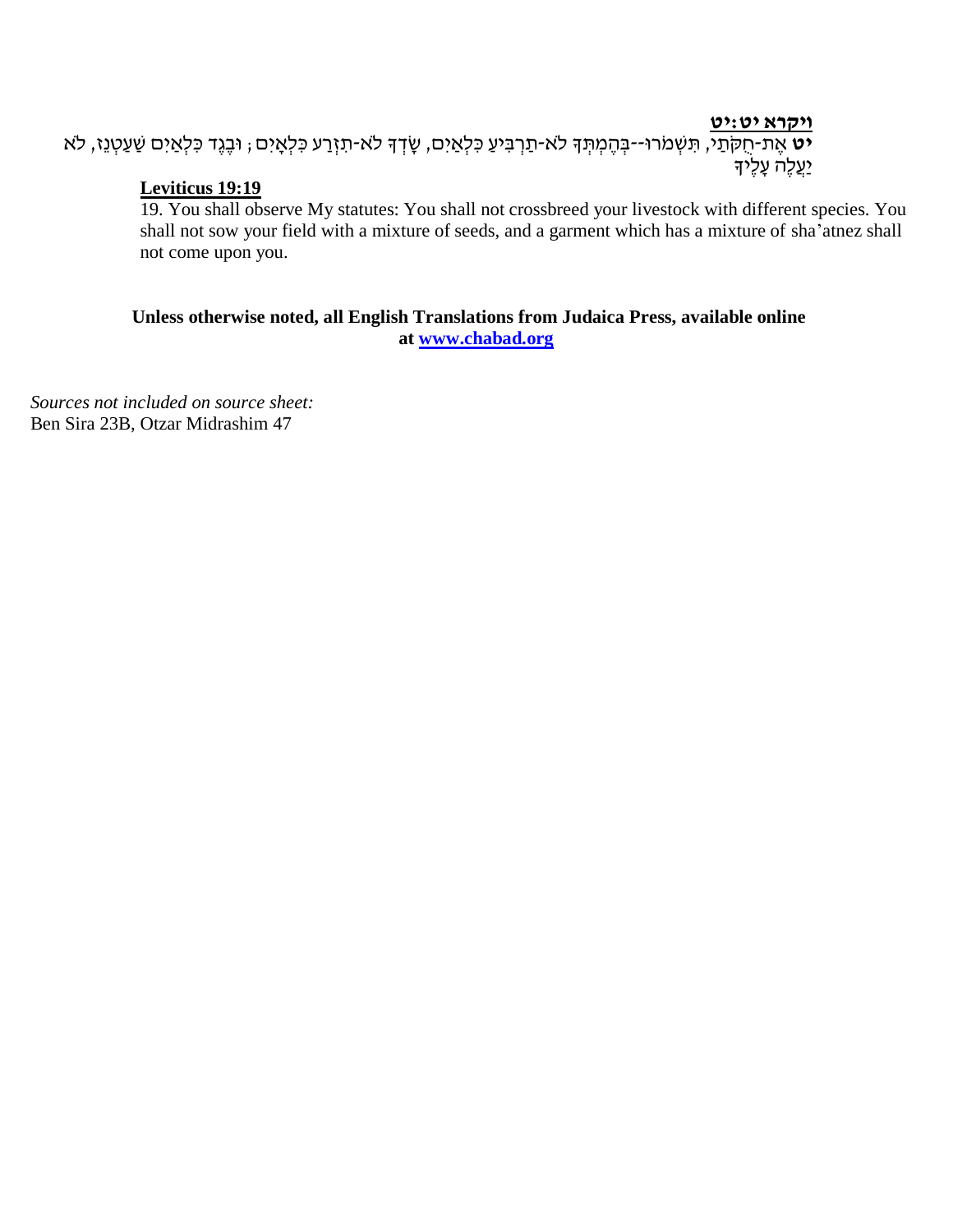**ויקרא יט:יט**

**יט** אֶת-חֻקֹּתַי, תִּשְׁמֹרוּ--בְּהֶמְתְּךָ לֹא-תַרְבִּיעַ כִּלְאַיִם, שָׂדְךָ לֹא-תִזְרַע כִּלְאָיִם; וּבֶגֶד כִּלְאַיִם שַׁעַטְנֵז, לֹא יַעֲלֶה עָלֶיךָ

**Leviticus 19:19**

19. You shall observe My statutes: You shall not crossbreed your livestock with different species. You shall not sow your field with a mixture of seeds, and a garment which has a mixture of sha'atnez shall not come upon you.

**Unless otherwise noted, all English Translations from Judaica Press, available online at [www.chabad.org](http://www.chabad.org)**

*Sources not included on source sheet:*
Ben Sira 23B, Otzar Midrashim 47